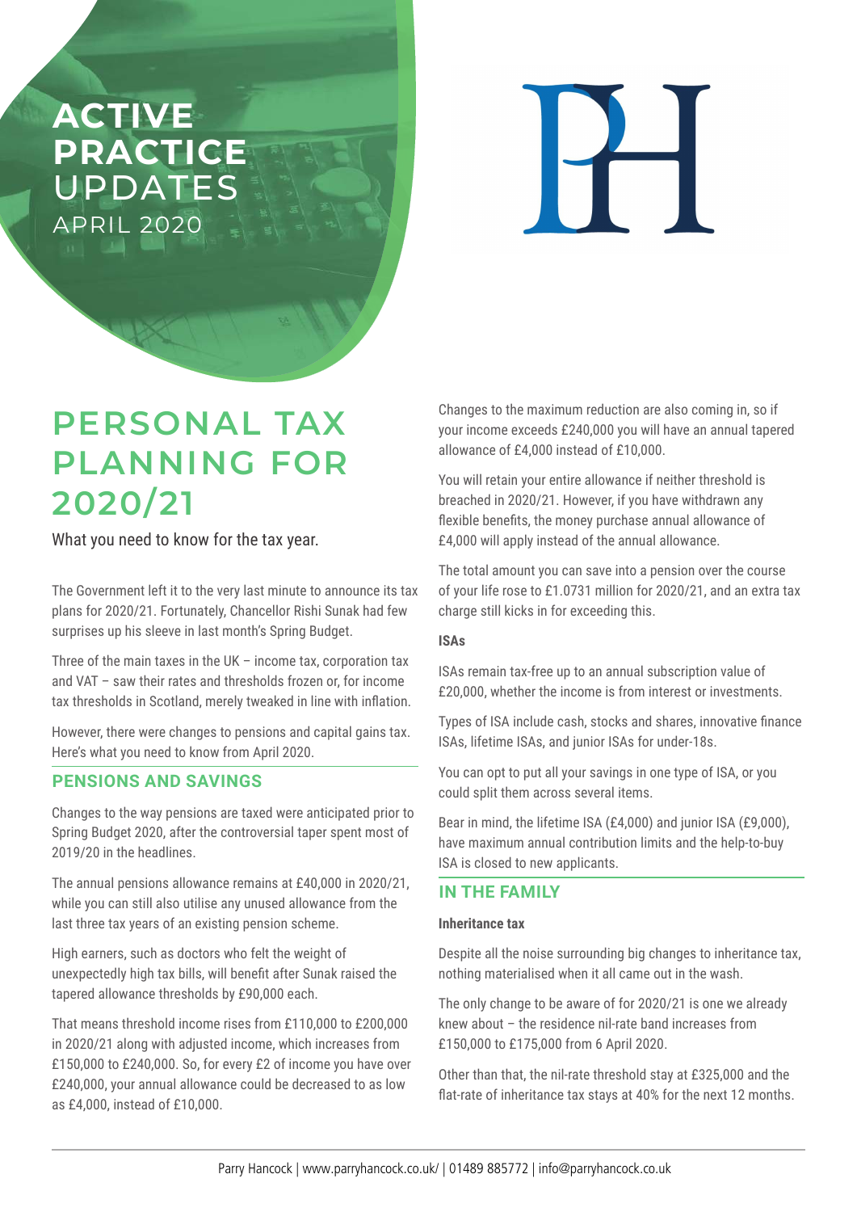# ACTIVE PRACTICE UPDATES

APRIL 2020

# PERSONAL TAX PLANNING FOR 2020/21

What you need to know for the tax year.

The Government left it to the very last minute to announce its tax plans for 2020/21. Fortunately, Chancellor Rishi Sunak had few surprises up his sleeve in last month's Spring Budget.

Three of the main taxes in the UK – income tax, corporation tax and VAT – saw their rates and thresholds frozen or, for income tax thresholds in Scotland, merely tweaked in line with inflation.

However, there were changes to pensions and capital gains tax. Here's what you need to know from April 2020.

## PENSIONS AND SAVINGS

Changes to the way pensions are taxed were anticipated prior to Spring Budget 2020, after the controversial taper spent most of 2019/20 in the headlines.

The annual pensions allowance remains at £40,000 in 2020/21, while you can still also utilise any unused allowance from the last three tax years of an existing pension scheme.

High earners, such as doctors who felt the weight of unexpectedly high tax bills, will benefit after Sunak raised the tapered allowance thresholds by £90,000 each.

That means threshold income rises from £110,000 to £200,000 in 2020/21 along with adjusted income, which increases from £150,000 to £240,000. So, for every £2 of income you have over £240,000, your annual allowance could be decreased to as low as £4,000, instead of £10,000.

Changes to the maximum reduction are also coming in, so if your income exceeds £240,000 you will have an annual tapered allowance of £4,000 instead of £10,000.

You will retain your entire allowance if neither threshold is breached in 2020/21. However, if you have withdrawn any flexible benefits, the money purchase annual allowance of £4,000 will apply instead of the annual allowance.

The total amount you can save into a pension over the course of your life rose to £1.0731 million for 2020/21, and an extra tax charge still kicks in for exceeding this.

**ISAs**

ISAs remain tax-free up to an annual subscription value of £20,000, whether the income is from interest or investments.

Types of ISA include cash, stocks and shares, innovative finance ISAs, lifetime ISAs, and junior ISAs for under-18s.

You can opt to put all your savings in one type of ISA, or you could split them across several items.

Bear in mind, the lifetime ISA (£4,000) and junior ISA (£9,000), have maximum annual contribution limits and the help-to-buy ISA is closed to new applicants.

## IN THE FAMILY

**Inheritance tax**

Despite all the noise surrounding big changes to inheritance tax, nothing materialised when it all came out in the wash.

The only change to be aware of for 2020/21 is one we already knew about – the residence nil-rate band increases from £150,000 to £175,000 from 6 April 2020.

Other than that, the nil-rate threshold stay at £325,000 and the flat-rate of inheritance tax stays at 40% for the next 12 months.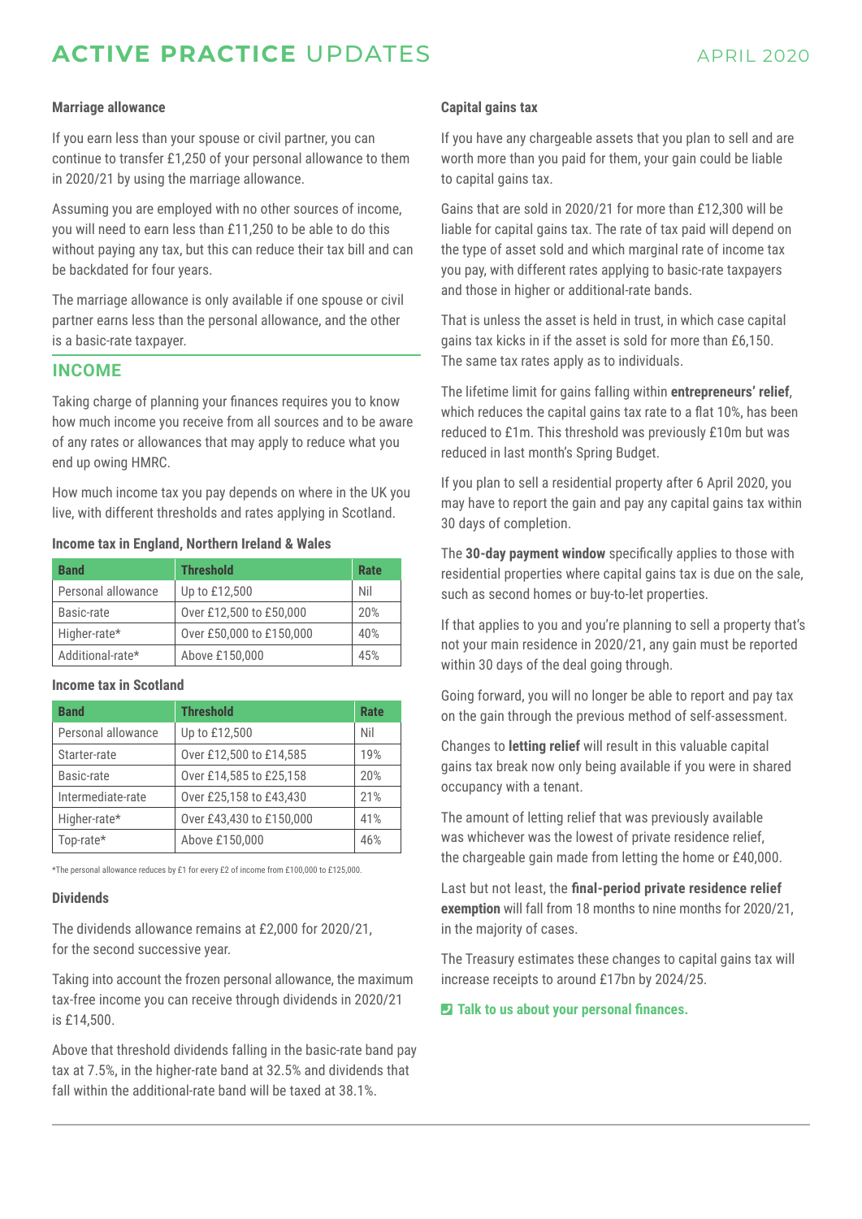### Marriage allowance

If you earn less than your spouse or civil partner, you can continue to transfer £1,250 of your personal allowance to them in 2020/21 by using the marriage allowance.

Assuming you are employed with no other sources of income, you will need to earn less than £11,250 to be able to do this without paying any tax, but this can reduce their tax bill and can be backdated for four years.

The marriage allowance is only available if one spouse or civil partner earns less than the personal allowance, and the other is a basic-rate taxpayer.

## INCOME

Taking charge of planning your finances requires you to know how much income you receive from all sources and to be aware of any rates or allowances that may apply to reduce what you end up owing HMRC.

How much income tax you pay depends on where in the UK you live, with different thresholds and rates applying in Scotland.

### Income tax in England, Northern Ireland & Wales

| Band | Threshold | Rate |
|---|---|---|
| Personal allowance | Up to £12,500 | Nil |
| Basic-rate | Over £12,500 to £50,000 | 20% |
| Higher-rate* | Over £50,000 to £150,000 | 40% |
| Additional-rate* | Above £150,000 | 45% |

### Income tax in Scotland

| Band | Threshold | Rate |
|---|---|---|
| Personal allowance | Up to £12,500 | Nil |
| Starter-rate | Over £12,500 to £14,585 | 19% |
| Basic-rate | Over £14,585 to £25,158 | 20% |
| Intermediate-rate | Over £25,158 to £43,430 | 21% |
| Higher-rate* | Over £43,430 to £150,000 | 41% |
| Top-rate* | Above £150,000 | 46% |

*The personal allowance reduces by £1 for every £2 of income from £100,000 to £125,000.

### Dividends

The dividends allowance remains at £2,000 for 2020/21, for the second successive year.

Taking into account the frozen personal allowance, the maximum tax-free income you can receive through dividends in 2020/21 is £14,500.

Above that threshold dividends falling in the basic-rate band pay tax at 7.5%, in the higher-rate band at 32.5% and dividends that fall within the additional-rate band will be taxed at 38.1%.

### Capital gains tax

If you have any chargeable assets that you plan to sell and are worth more than you paid for them, your gain could be liable to capital gains tax.

Gains that are sold in 2020/21 for more than £12,300 will be liable for capital gains tax. The rate of tax paid will depend on the type of asset sold and which marginal rate of income tax you pay, with different rates applying to basic-rate taxpayers and those in higher or additional-rate bands.

That is unless the asset is held in trust, in which case capital gains tax kicks in if the asset is sold for more than £6,150. The same tax rates apply as to individuals.

The lifetime limit for gains falling within **entrepreneurs' relief**, which reduces the capital gains tax rate to a flat 10%, has been reduced to £1m. This threshold was previously £10m but was reduced in last month's Spring Budget.

If you plan to sell a residential property after 6 April 2020, you may have to report the gain and pay any capital gains tax within 30 days of completion.

The **30-day payment window** specifically applies to those with residential properties where capital gains tax is due on the sale, such as second homes or buy-to-let properties.

If that applies to you and you're planning to sell a property that's not your main residence in 2020/21, any gain must be reported within 30 days of the deal going through.

Going forward, you will no longer be able to report and pay tax on the gain through the previous method of self-assessment.

Changes to **letting relief** will result in this valuable capital gains tax break now only being available if you were in shared occupancy with a tenant.

The amount of letting relief that was previously available was whichever was the lowest of private residence relief, the chargeable gain made from letting the home or £40,000.

Last but not least, the **final-period private residence relief exemption** will fall from 18 months to nine months for 2020/21, in the majority of cases.

The Treasury estimates these changes to capital gains tax will increase receipts to around £17bn by 2024/25.

**Talk to us about your personal finances.**